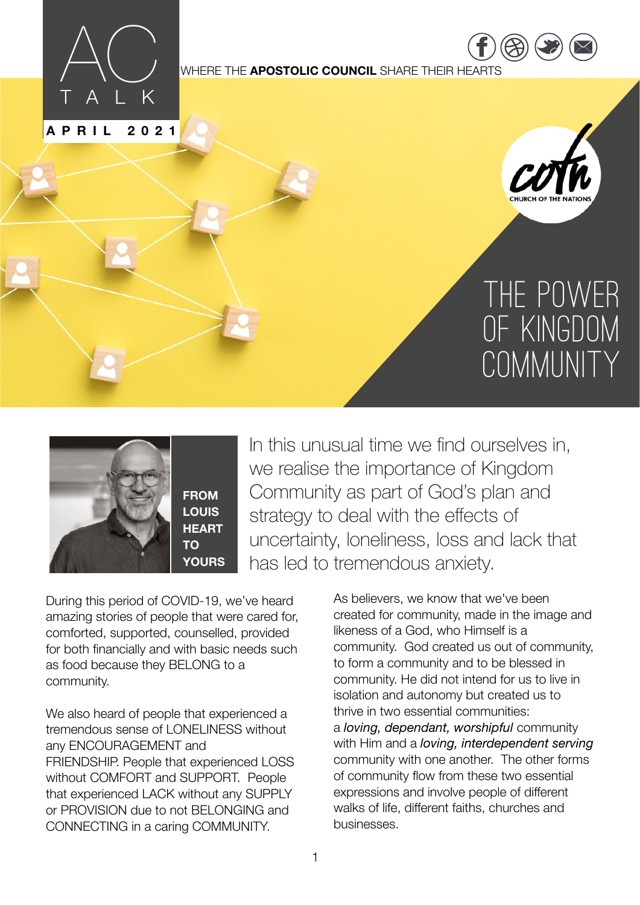# AC TALK

WHERE THE **APOSTOLIC COUNCIL** SHARE THEIR HEARTS

APRIL 2021

cotn CHURCH OF THE NATIONS

# THE POWER OF KINGDOM COMMUNITY

**FROM LOUIS HEART TO YOURS**

In this unusual time we find ourselves in, we realise the importance of Kingdom Community as part of God's plan and strategy to deal with the effects of uncertainty, loneliness, loss and lack that has led to tremendous anxiety.

During this period of COVID-19, we've heard amazing stories of people that were cared for, comforted, supported, counselled, provided for both financially and with basic needs such as food because they BELONG to a community.

We also heard of people that experienced a tremendous sense of LONELINESS without any ENCOURAGEMENT and FRIENDSHIP. People that experienced LOSS without COMFORT and SUPPORT. People that experienced LACK without any SUPPLY or PROVISION due to not BELONGING and CONNECTING in a caring COMMUNITY.

As believers, we know that we've been created for community, made in the image and likeness of a God, who Himself is a community. God created us out of community, to form a community and to be blessed in community. He did not intend for us to live in isolation and autonomy but created us to thrive in two essential communities: a *loving, dependant, worshipful* community with Him and a *loving, interdependent serving* community with one another. The other forms of community flow from these two essential expressions and involve people of different walks of life, different faiths, churches and businesses.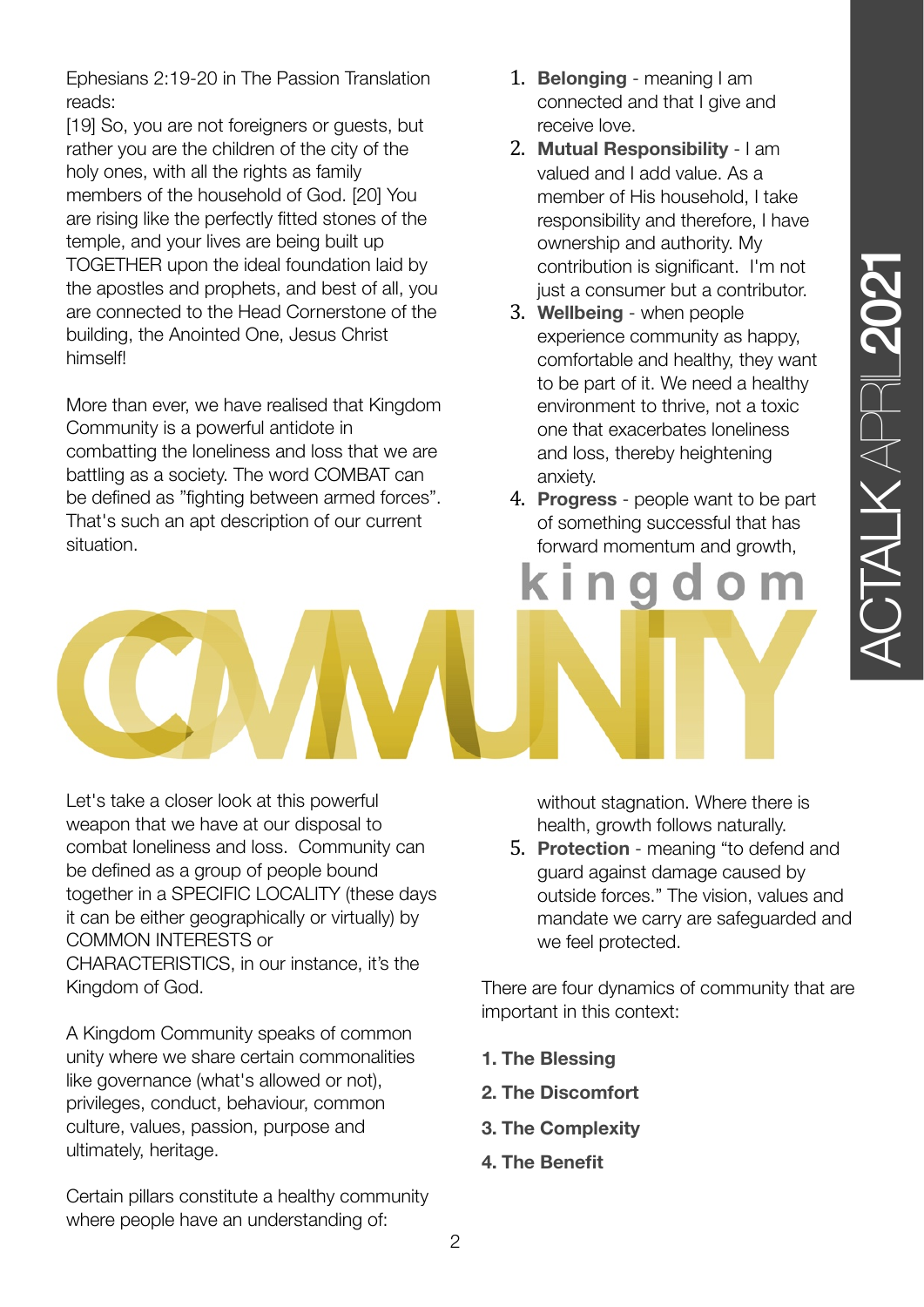Ephesians 2:19-20 in The Passion Translation reads:
[19] So, you are not foreigners or guests, but rather you are the children of the city of the holy ones, with all the rights as family members of the household of God. [20] You are rising like the perfectly fitted stones of the temple, and your lives are being built up TOGETHER upon the ideal foundation laid by the apostles and prophets, and best of all, you are connected to the Head Cornerstone of the building, the Anointed One, Jesus Christ himself!

More than ever, we have realised that Kingdom Community is a powerful antidote in combatting the loneliness and loss that we are battling as a society. The word COMBAT can be defined as "fighting between armed forces". That's such an apt description of our current situation.

# kingdom COMMUNITY

Let's take a closer look at this powerful weapon that we have at our disposal to combat loneliness and loss. Community can be defined as a group of people bound together in a SPECIFIC LOCALITY (these days it can be either geographically or virtually) by COMMON INTERESTS or CHARACTERISTICS, in our instance, it's the Kingdom of God.

A Kingdom Community speaks of common unity where we share certain commonalities like governance (what's allowed or not), privileges, conduct, behaviour, common culture, values, passion, purpose and ultimately, heritage.

Certain pillars constitute a healthy community where people have an understanding of:

1. **Belonging** - meaning I am connected and that I give and receive love.
2. **Mutual Responsibility** - I am valued and I add value. As a member of His household, I take responsibility and therefore, I have ownership and authority. My contribution is significant. I'm not just a consumer but a contributor.
3. **Wellbeing** - when people experience community as happy, comfortable and healthy, they want to be part of it. We need a healthy environment to thrive, not a toxic one that exacerbates loneliness and loss, thereby heightening anxiety.
4. **Progress** - people want to be part of something successful that has forward momentum and growth, without stagnation. Where there is health, growth follows naturally.
5. **Protection** - meaning "to defend and guard against damage caused by outside forces." The vision, values and mandate we carry are safeguarded and we feel protected.

There are four dynamics of community that are important in this context:

**1. The Blessing**

**2. The Discomfort**

**3. The Complexity**

**4. The Benefit**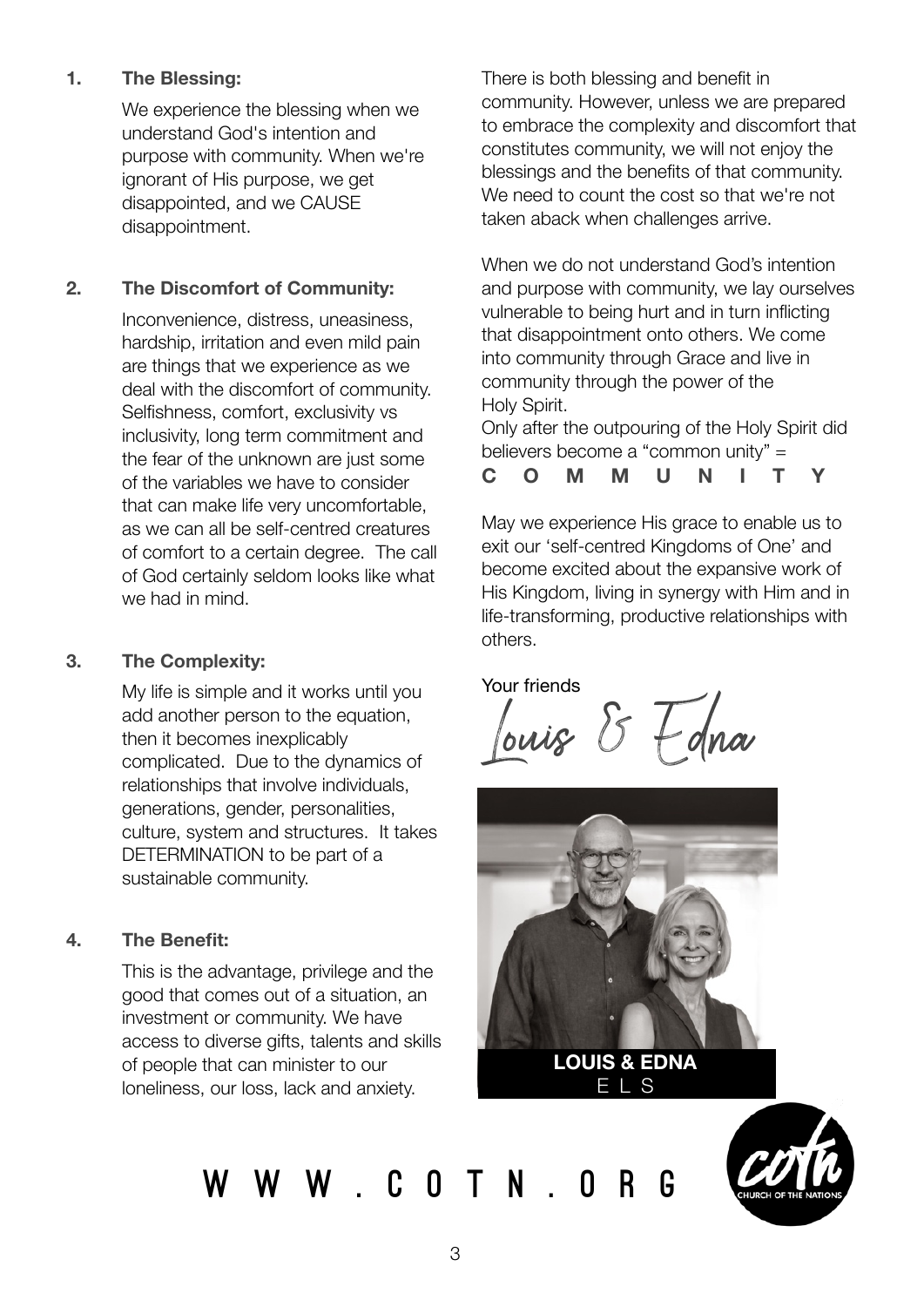1. **The Blessing:**

   We experience the blessing when we understand God's intention and purpose with community. When we're ignorant of His purpose, we get disappointed, and we CAUSE disappointment.

2. **The Discomfort of Community:**

   Inconvenience, distress, uneasiness, hardship, irritation and even mild pain are things that we experience as we deal with the discomfort of community. Selfishness, comfort, exclusivity vs inclusivity, long term commitment and the fear of the unknown are just some of the variables we have to consider that can make life very uncomfortable, as we can all be self-centred creatures of comfort to a certain degree. The call of God certainly seldom looks like what we had in mind.

3. **The Complexity:**

   My life is simple and it works until you add another person to the equation, then it becomes inexplicably complicated. Due to the dynamics of relationships that involve individuals, generations, gender, personalities, culture, system and structures. It takes DETERMINATION to be part of a sustainable community.

4. **The Benefit:**

   This is the advantage, privilege and the good that comes out of a situation, an investment or community. We have access to diverse gifts, talents and skills of people that can minister to our loneliness, our loss, lack and anxiety.

There is both blessing and benefit in community. However, unless we are prepared to embrace the complexity and discomfort that constitutes community, we will not enjoy the blessings and the benefits of that community. We need to count the cost so that we're not taken aback when challenges arrive.

When we do not understand God's intention and purpose with community, we lay ourselves vulnerable to being hurt and in turn inflicting that disappointment onto others. We come into community through Grace and live in community through the power of the Holy Spirit.
Only after the outpouring of the Holy Spirit did believers become a "common unity" =
**C O M M U N I T Y**

May we experience His grace to enable us to exit our 'self-centred Kingdoms of One' and become excited about the expansive work of His Kingdom, living in synergy with Him and in life-transforming, productive relationships with others.

Your friends

*Louis & Edna*

**LOUIS & EDNA**
ELS

WWW.COTN.ORG

CHURCH OF THE NATIONS